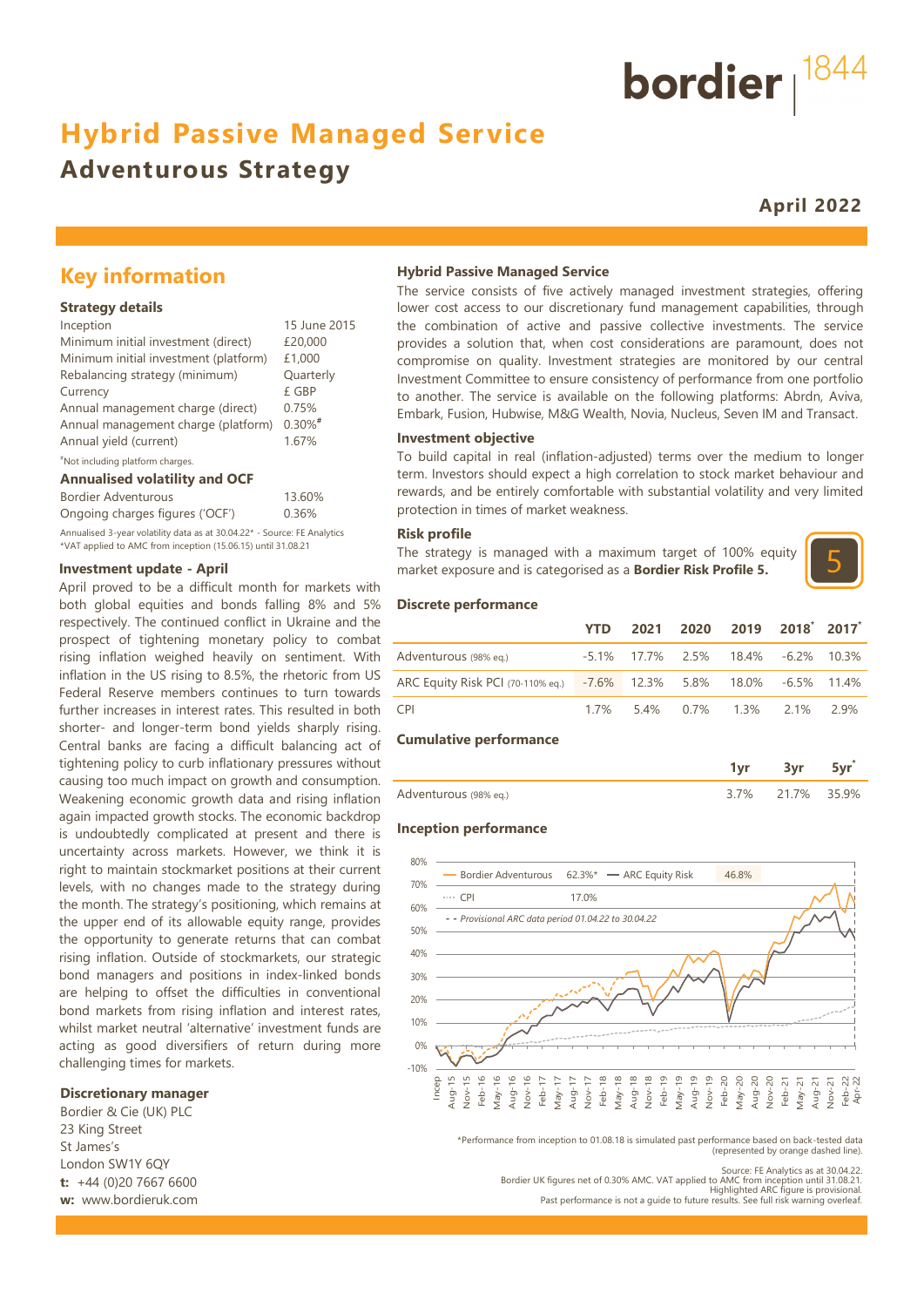# Hybrid Passive Managed Service

## Adventurous Strategy

**April 2022**

## Key information

### Strategy details

| | |
|---|---|
| Inception | 15 June 2015 |
| Minimum initial investment (direct) | £20,000 |
| Minimum initial investment (platform) | £1,000 |
| Rebalancing strategy (minimum) | Quarterly |
| Currency | £ GBP |
| Annual management charge (direct) | 0.75% |
| Annual management charge (platform) | 0.30%# |
| Annual yield (current) | 1.67% |

#Not including platform charges.

### Annualised volatility and OCF

| | |
|---|---|
| Bordier Adventurous | 13.60% |
| Ongoing charges figures ('OCF') | 0.36% |

Annualised 3-year volatility data as at 30.04.22* - Source: FE Analytics
*VAT applied to AMC from inception (15.06.15) until 31.08.21

### Investment update - April

April proved to be a difficult month for markets with both global equities and bonds falling 8% and 5% respectively. The continued conflict in Ukraine and the prospect of tightening monetary policy to combat rising inflation weighed heavily on sentiment. With inflation in the US rising to 8.5%, the rhetoric from US Federal Reserve members continues to turn towards further increases in interest rates. This resulted in both shorter- and longer-term bond yields sharply rising. Central banks are facing a difficult balancing act of tightening policy to curb inflationary pressures without causing too much impact on growth and consumption. Weakening economic growth data and rising inflation again impacted growth stocks. The economic backdrop is undoubtedly complicated at present and there is uncertainty across markets. However, we think it is right to maintain stockmarket positions at their current levels, with no changes made to the strategy during the month. The strategy's positioning, which remains at the upper end of its allowable equity range, provides the opportunity to generate returns that can combat rising inflation. Outside of stockmarkets, our strategic bond managers and positions in index-linked bonds are helping to offset the difficulties in conventional bond markets from rising inflation and interest rates, whilst market neutral 'alternative' investment funds are acting as good diversifiers of return during more challenging times for markets.

### Discretionary manager

Bordier & Cie (UK) PLC
23 King Street
St James's
London SW1Y 6QY
**t:** +44 (0)20 7667 6600
**w:** www.bordieruk.com

### Hybrid Passive Managed Service

The service consists of five actively managed investment strategies, offering lower cost access to our discretionary fund management capabilities, through the combination of active and passive collective investments. The service provides a solution that, when cost considerations are paramount, does not compromise on quality. Investment strategies are monitored by our central Investment Committee to ensure consistency of performance from one portfolio to another. The service is available on the following platforms: Abrdn, Aviva, Embark, Fusion, Hubwise, M&G Wealth, Novia, Nucleus, Seven IM and Transact.

### Investment objective

To build capital in real (inflation-adjusted) terms over the medium to longer term. Investors should expect a high correlation to stock market behaviour and rewards, and be entirely comfortable with substantial volatility and very limited protection in times of market weakness.

### Risk profile

The strategy is managed with a maximum target of 100% equity market exposure and is categorised as a **Bordier Risk Profile 5.**

5

### Discrete performance

| | YTD | 2021 | 2020 | 2019 | 2018* | 2017* |
|---|---|---|---|---|---|---|
| Adventurous (98% eq.) | -5.1% | 17.7% | 2.5% | 18.4% | -6.2% | 10.3% |
| ARC Equity Risk PCI (70-110% eq.) | -7.6% | 12.3% | 5.8% | 18.0% | -6.5% | 11.4% |
| CPI | 1.7% | 5.4% | 0.7% | 1.3% | 2.1% | 2.9% |

### Cumulative performance

| | 1yr | 3yr | 5yr* |
|---|---|---|---|
| Adventurous (98% eq.) | 3.7% | 21.7% | 35.9% |

### Inception performance

Bordier Adventurous 62.3%* — ARC Equity Risk 46.8% — CPI 17.0%
- - Provisional ARC data period 01.04.22 to 30.04.22

*Performance from inception to 01.08.18 is simulated past performance based on back-tested data (represented by orange dashed line).

Source: FE Analytics as at 30.04.22.
Bordier UK figures net of 0.30% AMC. VAT applied to AMC from inception until 31.08.21.
Highlighted ARC figure is provisional.
Past performance is not a guide to future results. See full risk warning overleaf.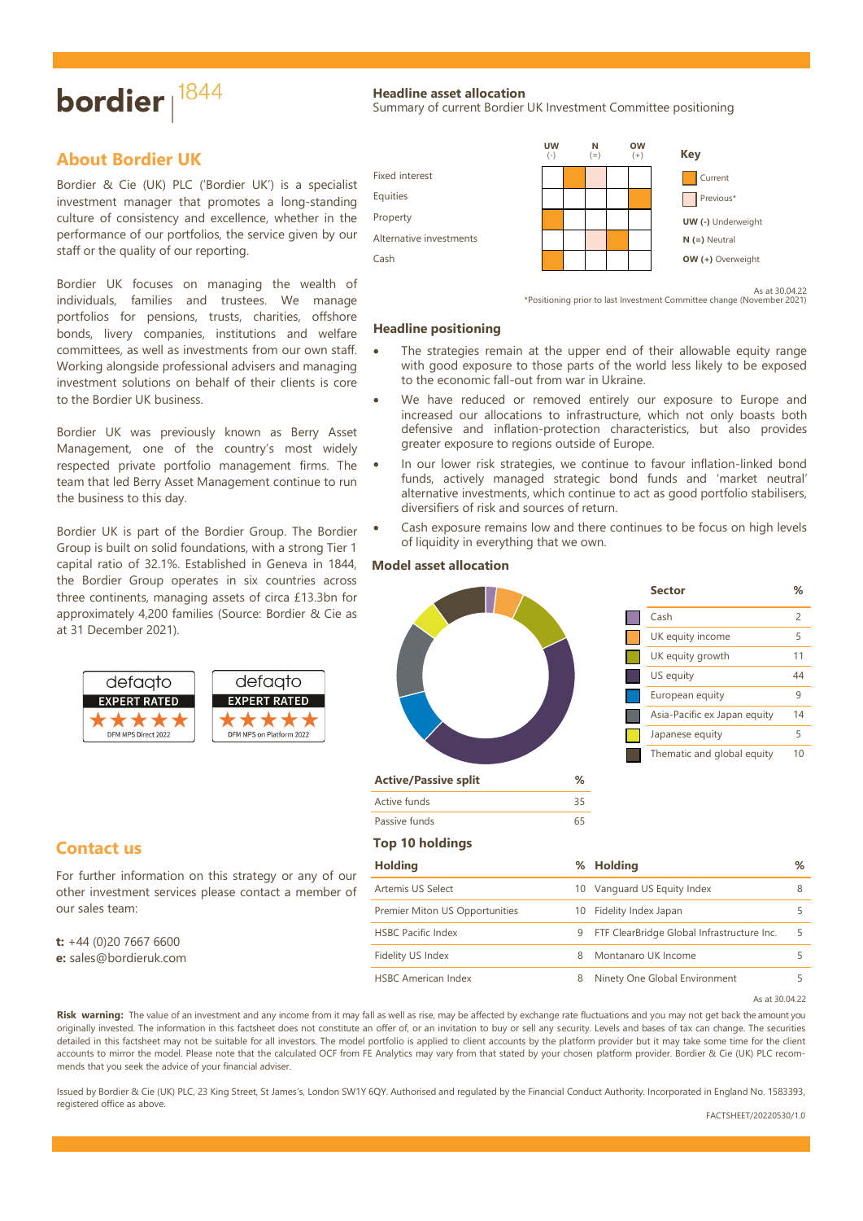# bordier 1844

## About Bordier UK

Bordier & Cie (UK) PLC ('Bordier UK') is a specialist investment manager that promotes a long-standing culture of consistency and excellence, whether in the performance of our portfolios, the service given by our staff or the quality of our reporting.

Bordier UK focuses on managing the wealth of individuals, families and trustees. We manage portfolios for pensions, trusts, charities, offshore bonds, livery companies, institutions and welfare committees, as well as investments from our own staff. Working alongside professional advisers and managing investment solutions on behalf of their clients is core to the Bordier UK business.

Bordier UK was previously known as Berry Asset Management, one of the country's most widely respected private portfolio management firms. The team that led Berry Asset Management continue to run the business to this day.

Bordier UK is part of the Bordier Group. The Bordier Group is built on solid foundations, with a strong Tier 1 capital ratio of 32.1%. Established in Geneva in 1844, the Bordier Group operates in six countries across three continents, managing assets of circa £13.3bn for approximately 4,200 families (Source: Bordier & Cie as at 31 December 2021).

defaqto EXPERT RATED ★★★★★ DFM MPS Direct 2022

defaqto EXPERT RATED ★★★★★ DFM MPS on Platform 2022

## Contact us

For further information on this strategy or any of our other investment services please contact a member of our sales team:

**t:** +44 (0)20 7667 6600
**e:** sales@bordieruk.com

### Headline asset allocation

Summary of current Bordier UK Investment Committee positioning

UW (-) | N (=) | OW (+)

Fixed interest
Equities
Property
Alternative investments
Cash

**Key**

Current

Previous*

**UW (-)** Underweight

**N (=)** Neutral

**OW (+)** Overweight

As at 30.04.22
*Positioning prior to last Investment Committee change (November 2021)

### Headline positioning

- The strategies remain at the upper end of their allowable equity range with good exposure to those parts of the world less likely to be exposed to the economic fall-out from war in Ukraine.
- We have reduced or removed entirely our exposure to Europe and increased our allocations to infrastructure, which not only boasts both defensive and inflation-protection characteristics, but also provides greater exposure to regions outside of Europe.
- In our lower risk strategies, we continue to favour inflation-linked bond funds, actively managed strategic bond funds and 'market neutral' alternative investments, which continue to act as good portfolio stabilisers, diversifiers of risk and sources of return.
- Cash exposure remains low and there continues to be focus on high levels of liquidity in everything that we own.

### Model asset allocation

| Sector | % |
|---|---|
| Cash | 2 |
| UK equity income | 5 |
| UK equity growth | 11 |
| US equity | 44 |
| European equity | 9 |
| Asia-Pacific ex Japan equity | 14 |
| Japanese equity | 5 |
| Thematic and global equity | 10 |

| Active/Passive split | % |
|---|---|
| Active funds | 35 |
| Passive funds | 65 |

### Top 10 holdings

| Holding | % | Holding | % |
|---|---|---|---|
| Artemis US Select | 10 | Vanguard US Equity Index | 8 |
| Premier Miton US Opportunities | 10 | Fidelity Index Japan | 5 |
| HSBC Pacific Index | 9 | FTF ClearBridge Global Infrastructure Inc. | 5 |
| Fidelity US Index | 8 | Montanaro UK Income | 5 |
| HSBC American Index | 8 | Ninety One Global Environment | 5 |

As at 30.04.22

**Risk warning:** The value of an investment and any income from it may fall as well as rise, may be affected by exchange rate fluctuations and you may not get back the amount you originally invested. The information in this factsheet does not constitute an offer of, or an invitation to buy or sell any security. Levels and bases of tax can change. The securities detailed in this factsheet may not be suitable for all investors. The model portfolio is applied to client accounts by the platform provider but it may take some time for the client accounts to mirror the model. Please note that the calculated OCF from FE Analytics may vary from that stated by your chosen platform provider. Bordier & Cie (UK) PLC recommends that you seek the advice of your financial adviser.

Issued by Bordier & Cie (UK) PLC, 23 King Street, St James's, London SW1Y 6QY. Authorised and regulated by the Financial Conduct Authority. Incorporated in England No. 1583393, registered office as above.

FACTSHEET/20220530/1.0